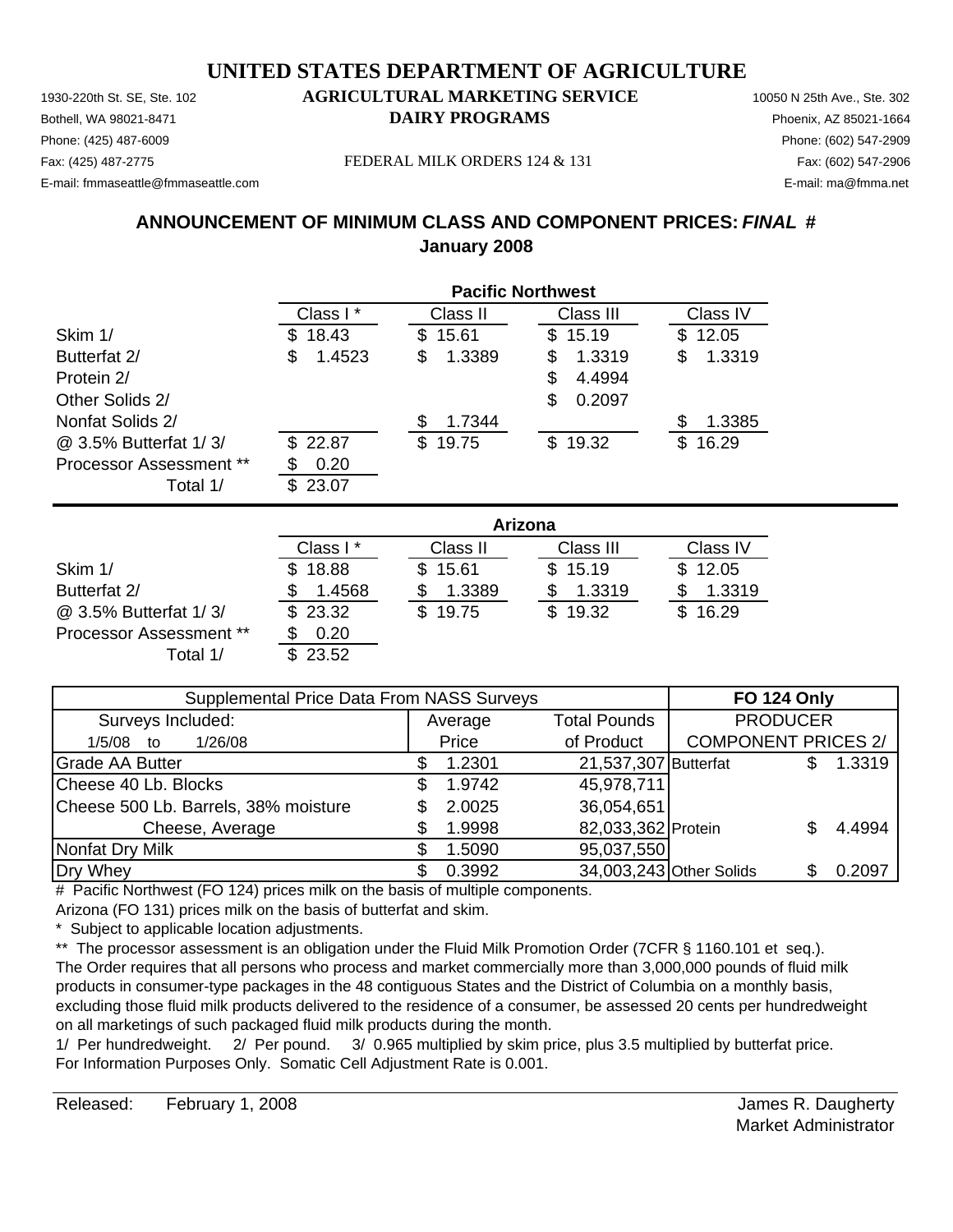# UNITED STATES DEPARTMENT OF AGRICULTURE

**AGRICULTURAL MARKETING SERVICE**
**DAIRY PROGRAMS**

1930-220th St. SE, Ste. 102
Bothell, WA 98021-8471
Phone: (425) 487-6009
Fax: (425) 487-2775
E-mail: fmmaseattle@fmmaseattle.com

10050 N 25th Ave., Ste. 302
Phoenix, AZ 85021-1664
Phone: (602) 547-2909
Fax: (602) 547-2906
E-mail: ma@fmma.net

FEDERAL MILK ORDERS 124 & 131

## ANNOUNCEMENT OF MINIMUM CLASS AND COMPONENT PRICES: *FINAL* #
## January 2008

| | Pacific Northwest | | | |
|---|---|---|---|---|
| | Class I * | Class II | Class III | Class IV |
| Skim 1/ | $ 18.43 | $ 15.61 | $ 15.19 | $ 12.05 |
| Butterfat 2/ | $ 1.4523 | $ 1.3389 | $ 1.3319 | $ 1.3319 |
| Protein 2/ | | | $ 4.4994 | |
| Other Solids 2/ | | | $ 0.2097 | |
| Nonfat Solids 2/ | | $ 1.7344 | | $ 1.3385 |
| @ 3.5% Butterfat 1/ 3/ | $ 22.87 | $ 19.75 | $ 19.32 | $ 16.29 |
| Processor Assessment ** | $ 0.20 | | | |
| Total 1/ | $ 23.07 | | | |

| | Arizona | | | |
|---|---|---|---|---|
| | Class I * | Class II | Class III | Class IV |
| Skim 1/ | $ 18.88 | $ 15.61 | $ 15.19 | $ 12.05 |
| Butterfat 2/ | $ 1.4568 | $ 1.3389 | $ 1.3319 | $ 1.3319 |
| @ 3.5% Butterfat 1/ 3/ | $ 23.32 | $ 19.75 | $ 19.32 | $ 16.29 |
| Processor Assessment ** | $ 0.20 | | | |
| Total 1/ | $ 23.52 | | | |

| Supplemental Price Data From NASS Surveys | | | FO 124 Only | |
|---|---|---|---|---|
| Surveys Included: | Average | Total Pounds | PRODUCER | |
| 1/5/08 to 1/26/08 | Price | of Product | COMPONENT PRICES 2/ | |
| Grade AA Butter | $ 1.2301 | 21,537,307 | Butterfat | $ 1.3319 |
| Cheese 40 Lb. Blocks | $ 1.9742 | 45,978,711 | | |
| Cheese 500 Lb. Barrels, 38% moisture | $ 2.0025 | 36,054,651 | | |
| Cheese, Average | $ 1.9998 | 82,033,362 | Protein | $ 4.4994 |
| Nonfat Dry Milk | $ 1.5090 | 95,037,550 | | |
| Dry Whey | $ 0.3992 | 34,003,243 | Other Solids | $ 0.2097 |

# Pacific Northwest (FO 124) prices milk on the basis of multiple components.
Arizona (FO 131) prices milk on the basis of butterfat and skim.

\* Subject to applicable location adjustments.

** The processor assessment is an obligation under the Fluid Milk Promotion Order (7CFR § 1160.101 et seq.). The Order requires that all persons who process and market commercially more than 3,000,000 pounds of fluid milk products in consumer-type packages in the 48 contiguous States and the District of Columbia on a monthly basis, excluding those fluid milk products delivered to the residence of a consumer, be assessed 20 cents per hundredweight on all marketings of such packaged fluid milk products during the month.

1/ Per hundredweight. 2/ Per pound. 3/ 0.965 multiplied by skim price, plus 3.5 multiplied by butterfat price.
For Information Purposes Only. Somatic Cell Adjustment Rate is 0.001.

Released: February 1, 2008

James R. Daugherty
Market Administrator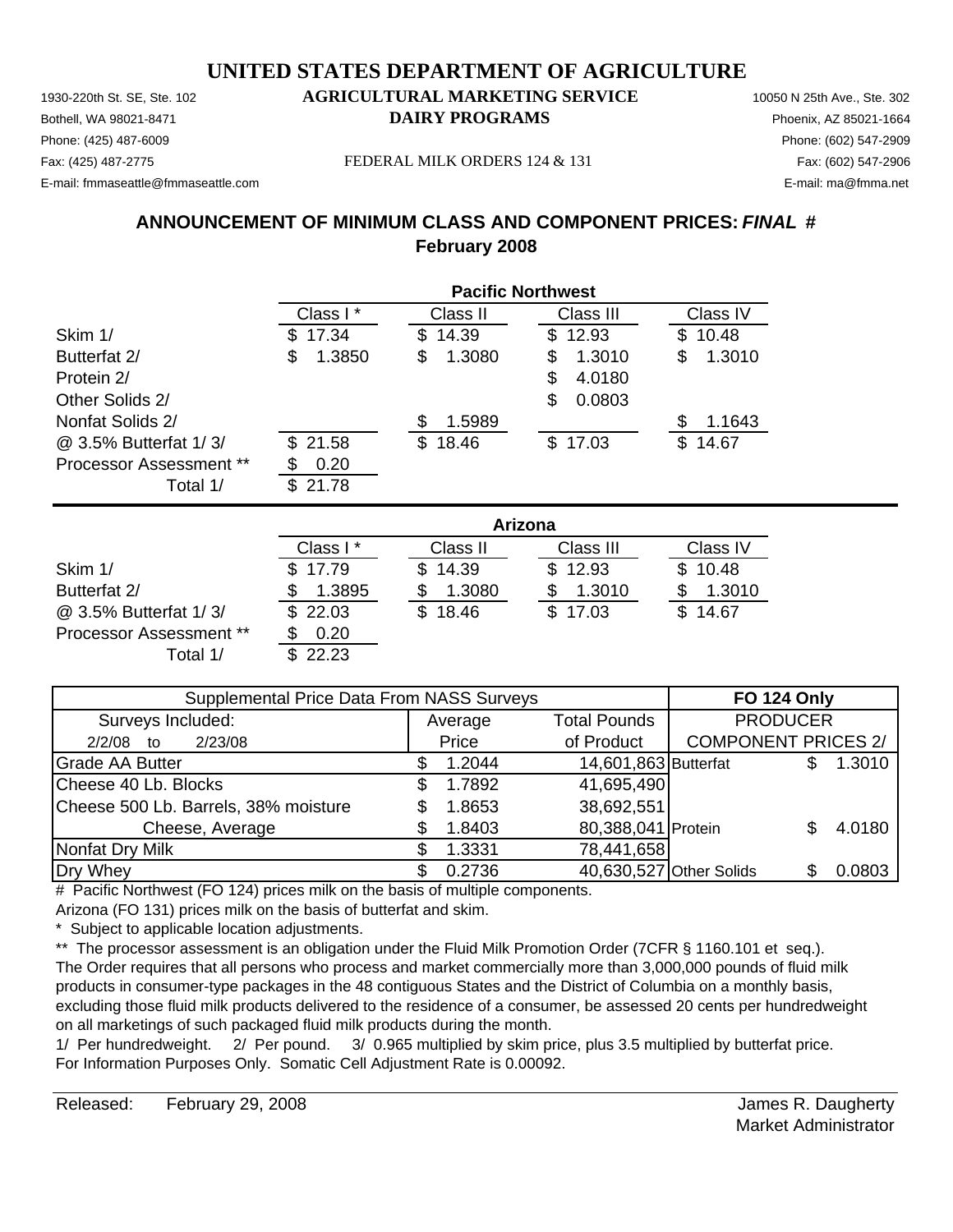# UNITED STATES DEPARTMENT OF AGRICULTURE

1930-220th St. SE, Ste. 102
Bothell, WA 98021-8471
Phone: (425) 487-6009
Fax: (425) 487-2775
E-mail: fmmaseattle@fmmaseattle.com

**AGRICULTURAL MARKETING SERVICE**
**DAIRY PROGRAMS**

FEDERAL MILK ORDERS 124 & 131

10050 N 25th Ave., Ste. 302
Phoenix, AZ 85021-1664
Phone: (602) 547-2909
Fax: (602) 547-2906
E-mail: ma@fmma.net

## ANNOUNCEMENT OF MINIMUM CLASS AND COMPONENT PRICES: *FINAL* #
## February 2008

| | Pacific Northwest | | | |
|---|---|---|---|---|
| | Class I * | Class II | Class III | Class IV |
| Skim 1/ | $ 17.34 | $ 14.39 | $ 12.93 | $ 10.48 |
| Butterfat 2/ | $ 1.3850 | $ 1.3080 | $ 1.3010 | $ 1.3010 |
| Protein 2/ | | | $ 4.0180 | |
| Other Solids 2/ | | | $ 0.0803 | |
| Nonfat Solids 2/ | | $ 1.5989 | | $ 1.1643 |
| @ 3.5% Butterfat 1/ 3/ | $ 21.58 | $ 18.46 | $ 17.03 | $ 14.67 |
| Processor Assessment ** | $ 0.20 | | | |
| Total 1/ | $ 21.78 | | | |

| | Arizona | | | |
|---|---|---|---|---|
| | Class I * | Class II | Class III | Class IV |
| Skim 1/ | $ 17.79 | $ 14.39 | $ 12.93 | $ 10.48 |
| Butterfat 2/ | $ 1.3895 | $ 1.3080 | $ 1.3010 | $ 1.3010 |
| @ 3.5% Butterfat 1/ 3/ | $ 22.03 | $ 18.46 | $ 17.03 | $ 14.67 |
| Processor Assessment ** | $ 0.20 | | | |
| Total 1/ | $ 22.23 | | | |

| Supplemental Price Data From NASS Surveys | | | FO 124 Only | |
|---|---|---|---|---|
| Surveys Included: | Average | Total Pounds | PRODUCER | |
| 2/2/08 to 2/23/08 | Price | of Product | COMPONENT PRICES 2/ | |
| Grade AA Butter | $ 1.2044 | 14,601,863 | Butterfat | $ 1.3010 |
| Cheese 40 Lb. Blocks | $ 1.7892 | 41,695,490 | | |
| Cheese 500 Lb. Barrels, 38% moisture | $ 1.8653 | 38,692,551 | | |
| Cheese, Average | $ 1.8403 | 80,388,041 | Protein | $ 4.0180 |
| Nonfat Dry Milk | $ 1.3331 | 78,441,658 | | |
| Dry Whey | $ 0.2736 | 40,630,527 | Other Solids | $ 0.0803 |

# Pacific Northwest (FO 124) prices milk on the basis of multiple components.
Arizona (FO 131) prices milk on the basis of butterfat and skim.

\* Subject to applicable location adjustments.

\** The processor assessment is an obligation under the Fluid Milk Promotion Order (7CFR § 1160.101 et seq.). The Order requires that all persons who process and market commercially more than 3,000,000 pounds of fluid milk products in consumer-type packages in the 48 contiguous States and the District of Columbia on a monthly basis, excluding those fluid milk products delivered to the residence of a consumer, be assessed 20 cents per hundredweight on all marketings of such packaged fluid milk products during the month.

1/ Per hundredweight. 2/ Per pound. 3/ 0.965 multiplied by skim price, plus 3.5 multiplied by butterfat price.
For Information Purposes Only. Somatic Cell Adjustment Rate is 0.00092.

Released: February 29, 2008

James R. Daugherty
Market Administrator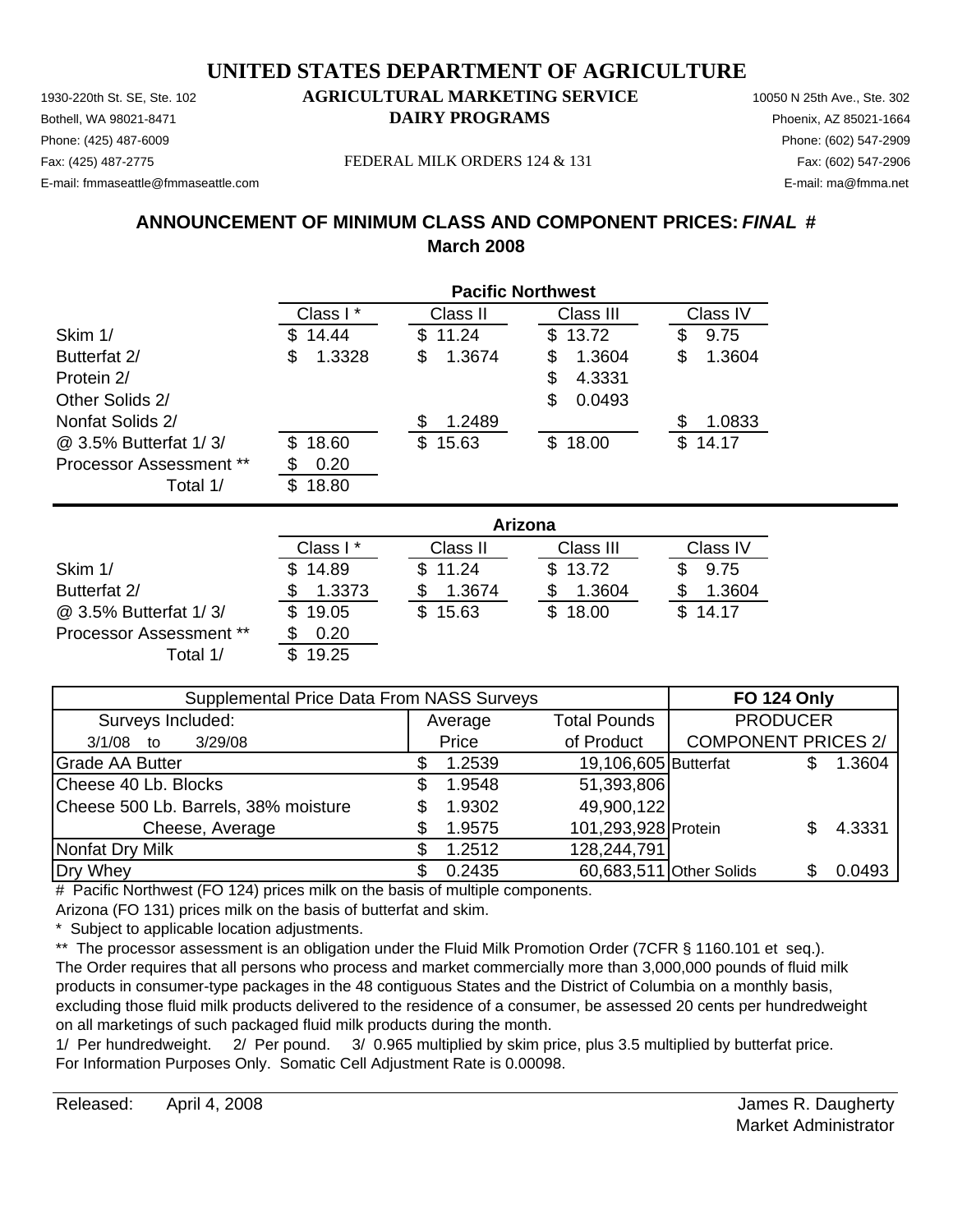# UNITED STATES DEPARTMENT OF AGRICULTURE

1930-220th St. SE, Ste. 102
Bothell, WA 98021-8471
Phone: (425) 487-6009
Fax: (425) 487-2775
E-mail: fmmaseattle@fmmaseattle.com

**AGRICULTURAL MARKETING SERVICE**
**DAIRY PROGRAMS**

FEDERAL MILK ORDERS 124 & 131

10050 N 25th Ave., Ste. 302
Phoenix, AZ 85021-1664
Phone: (602) 547-2909
Fax: (602) 547-2906
E-mail: ma@fmma.net

## ANNOUNCEMENT OF MINIMUM CLASS AND COMPONENT PRICES: *FINAL* #
## March 2008

| | Pacific Northwest | | | |
|---|---|---|---|---|
| | Class I * | Class II | Class III | Class IV |
| Skim 1/ | $ 14.44 | $ 11.24 | $ 13.72 | $ 9.75 |
| Butterfat 2/ | $ 1.3328 | $ 1.3674 | $ 1.3604 | $ 1.3604 |
| Protein 2/ | | | $ 4.3331 | |
| Other Solids 2/ | | | $ 0.0493 | |
| Nonfat Solids 2/ | | $ 1.2489 | | $ 1.0833 |
| @ 3.5% Butterfat 1/ 3/ | $ 18.60 | $ 15.63 | $ 18.00 | $ 14.17 |
| Processor Assessment ** | $ 0.20 | | | |
| Total 1/ | $ 18.80 | | | |

| | Arizona | | | |
|---|---|---|---|---|
| | Class I * | Class II | Class III | Class IV |
| Skim 1/ | $ 14.89 | $ 11.24 | $ 13.72 | $ 9.75 |
| Butterfat 2/ | $ 1.3373 | $ 1.3674 | $ 1.3604 | $ 1.3604 |
| @ 3.5% Butterfat 1/ 3/ | $ 19.05 | $ 15.63 | $ 18.00 | $ 14.17 |
| Processor Assessment ** | $ 0.20 | | | |
| Total 1/ | $ 19.25 | | | |

| Supplemental Price Data From NASS Surveys | | | FO 124 Only | |
|---|---|---|---|---|
| Surveys Included: | Average | Total Pounds | PRODUCER | |
| 3/1/08 to 3/29/08 | Price | of Product | COMPONENT PRICES 2/ | |
| Grade AA Butter | $ 1.2539 | 19,106,605 | Butterfat | $ 1.3604 |
| Cheese 40 Lb. Blocks | $ 1.9548 | 51,393,806 | | |
| Cheese 500 Lb. Barrels, 38% moisture | $ 1.9302 | 49,900,122 | | |
| Cheese, Average | $ 1.9575 | 101,293,928 | Protein | $ 4.3331 |
| Nonfat Dry Milk | $ 1.2512 | 128,244,791 | | |
| Dry Whey | $ 0.2435 | 60,683,511 | Other Solids | $ 0.0493 |

# Pacific Northwest (FO 124) prices milk on the basis of multiple components.
Arizona (FO 131) prices milk on the basis of butterfat and skim.
\* Subject to applicable location adjustments.
\*\* The processor assessment is an obligation under the Fluid Milk Promotion Order (7CFR § 1160.101 et seq.). The Order requires that all persons who process and market commercially more than 3,000,000 pounds of fluid milk products in consumer-type packages in the 48 contiguous States and the District of Columbia on a monthly basis, excluding those fluid milk products delivered to the residence of a consumer, be assessed 20 cents per hundredweight on all marketings of such packaged fluid milk products during the month.
1/ Per hundredweight. 2/ Per pound. 3/ 0.965 multiplied by skim price, plus 3.5 multiplied by butterfat price.
For Information Purposes Only. Somatic Cell Adjustment Rate is 0.00098.

Released: April 4, 2008

James R. Daugherty
Market Administrator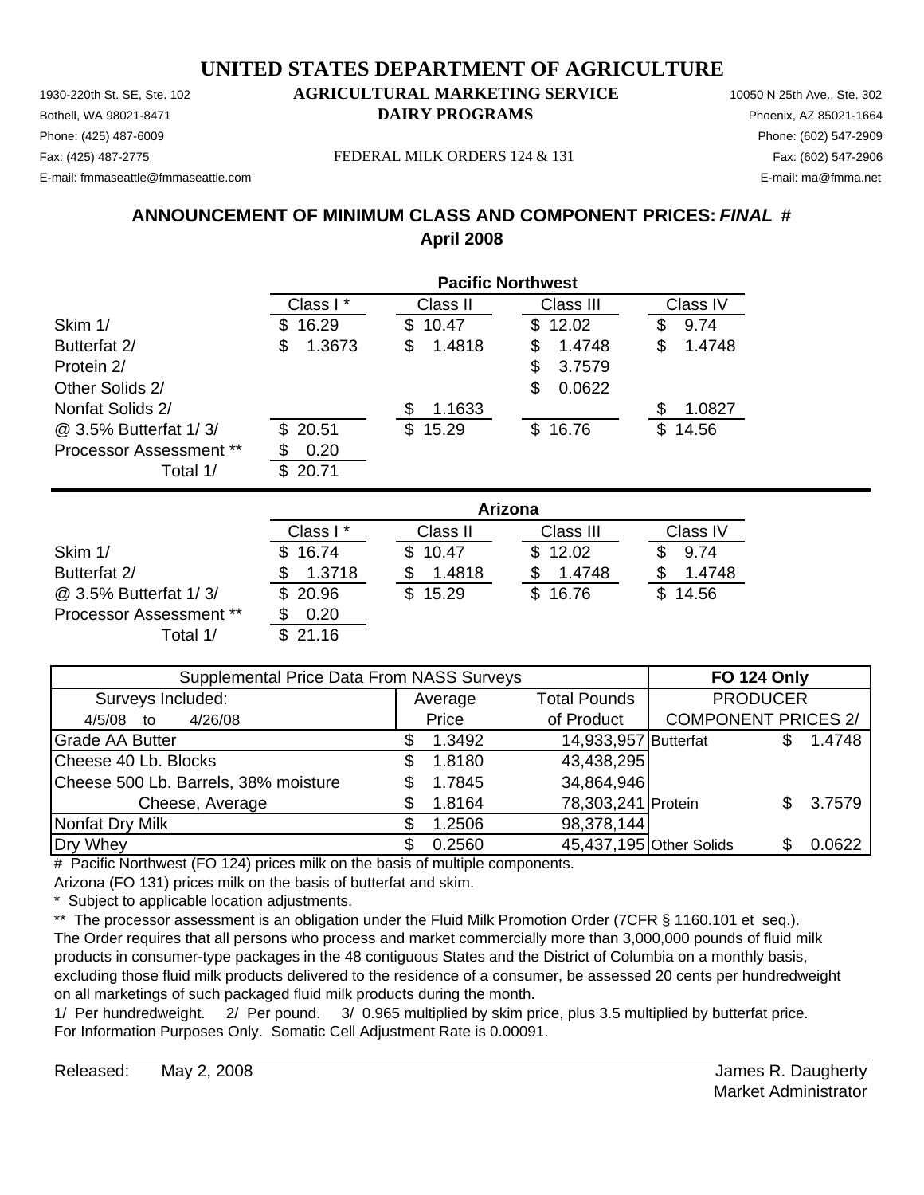# UNITED STATES DEPARTMENT OF AGRICULTURE

1930-220th St. SE, Ste. 102
Bothell, WA 98021-8471
Phone: (425) 487-6009
Fax: (425) 487-2775
E-mail: fmmaseattle@fmmaseattle.com

**AGRICULTURAL MARKETING SERVICE**
**DAIRY PROGRAMS**

FEDERAL MILK ORDERS 124 & 131

10050 N 25th Ave., Ste. 302
Phoenix, AZ 85021-1664
Phone: (602) 547-2909
Fax: (602) 547-2906
E-mail: ma@fmma.net

## ANNOUNCEMENT OF MINIMUM CLASS AND COMPONENT PRICES: *FINAL* #
## April 2008

| | Pacific Northwest | | | |
|---|---|---|---|---|
| | Class I * | Class II | Class III | Class IV |
| Skim 1/ | $ 16.29 | $ 10.47 | $ 12.02 | $ 9.74 |
| Butterfat 2/ | $ 1.3673 | $ 1.4818 | $ 1.4748 | $ 1.4748 |
| Protein 2/ | | | $ 3.7579 | |
| Other Solids 2/ | | | $ 0.0622 | |
| Nonfat Solids 2/ | | $ 1.1633 | | $ 1.0827 |
| @ 3.5% Butterfat 1/ 3/ | $ 20.51 | $ 15.29 | $ 16.76 | $ 14.56 |
| Processor Assessment ** | $ 0.20 | | | |
| Total 1/ | $ 20.71 | | | |

| | Arizona | | | |
|---|---|---|---|---|
| | Class I * | Class II | Class III | Class IV |
| Skim 1/ | $ 16.74 | $ 10.47 | $ 12.02 | $ 9.74 |
| Butterfat 2/ | $ 1.3718 | $ 1.4818 | $ 1.4748 | $ 1.4748 |
| @ 3.5% Butterfat 1/ 3/ | $ 20.96 | $ 15.29 | $ 16.76 | $ 14.56 |
| Processor Assessment ** | $ 0.20 | | | |
| Total 1/ | $ 21.16 | | | |

| Supplemental Price Data From NASS Surveys | | | FO 124 Only | |
|---|---|---|---|---|
| Surveys Included: | Average | Total Pounds | PRODUCER | |
| 4/5/08 to 4/26/08 | Price | of Product | COMPONENT PRICES 2/ | |
| Grade AA Butter | $ 1.3492 | 14,933,957 | Butterfat | $ 1.4748 |
| Cheese 40 Lb. Blocks | $ 1.8180 | 43,438,295 | | |
| Cheese 500 Lb. Barrels, 38% moisture | $ 1.7845 | 34,864,946 | | |
| Cheese, Average | $ 1.8164 | 78,303,241 | Protein | $ 3.7579 |
| Nonfat Dry Milk | $ 1.2506 | 98,378,144 | | |
| Dry Whey | $ 0.2560 | 45,437,195 | Other Solids | $ 0.0622 |

# Pacific Northwest (FO 124) prices milk on the basis of multiple components.
Arizona (FO 131) prices milk on the basis of butterfat and skim.

\* Subject to applicable location adjustments.

** The processor assessment is an obligation under the Fluid Milk Promotion Order (7CFR § 1160.101 et seq.). The Order requires that all persons who process and market commercially more than 3,000,000 pounds of fluid milk products in consumer-type packages in the 48 contiguous States and the District of Columbia on a monthly basis, excluding those fluid milk products delivered to the residence of a consumer, be assessed 20 cents per hundredweight on all marketings of such packaged fluid milk products during the month.

1/ Per hundredweight. 2/ Per pound. 3/ 0.965 multiplied by skim price, plus 3.5 multiplied by butterfat price.
For Information Purposes Only. Somatic Cell Adjustment Rate is 0.00091.

Released: May 2, 2008

James R. Daugherty
Market Administrator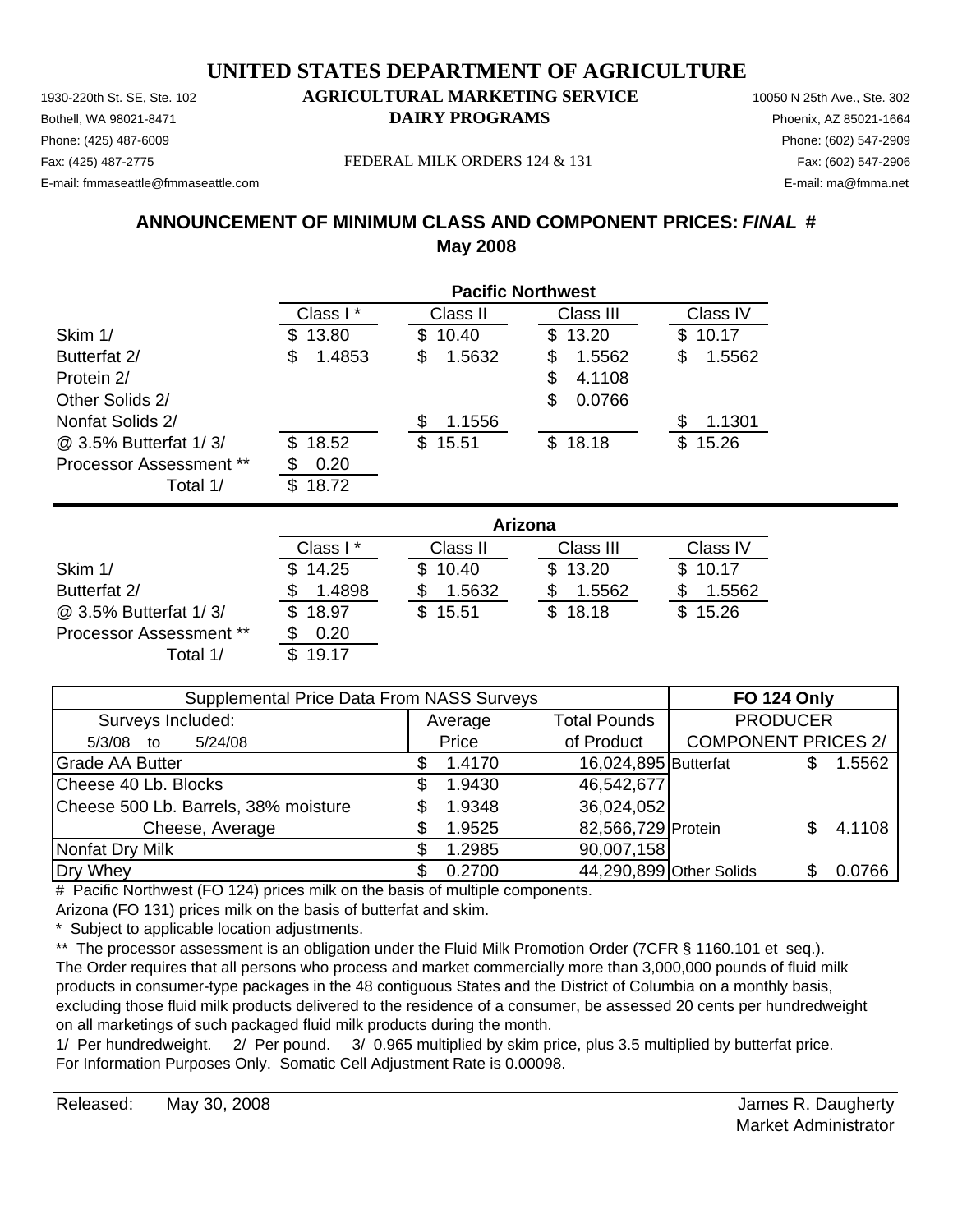# UNITED STATES DEPARTMENT OF AGRICULTURE

## AGRICULTURAL MARKETING SERVICE
## DAIRY PROGRAMS

1930-220th St. SE, Ste. 102
Bothell, WA 98021-8471
Phone: (425) 487-6009
Fax: (425) 487-2775
E-mail: fmmaseattle@fmmaseattle.com

10050 N 25th Ave., Ste. 302
Phoenix, AZ 85021-1664
Phone: (602) 547-2909
Fax: (602) 547-2906
E-mail: ma@fmma.net

FEDERAL MILK ORDERS 124 & 131

### ANNOUNCEMENT OF MINIMUM CLASS AND COMPONENT PRICES: *FINAL* #
### May 2008

| | Pacific Northwest | | | |
|---|---|---|---|---|
| | Class I * | Class II | Class III | Class IV |
| Skim 1/ | $ 13.80 | $ 10.40 | $ 13.20 | $ 10.17 |
| Butterfat 2/ | $ 1.4853 | $ 1.5632 | $ 1.5562 | $ 1.5562 |
| Protein 2/ | | | $ 4.1108 | |
| Other Solids 2/ | | | $ 0.0766 | |
| Nonfat Solids 2/ | | $ 1.1556 | | $ 1.1301 |
| @ 3.5% Butterfat 1/ 3/ | $ 18.52 | $ 15.51 | $ 18.18 | $ 15.26 |
| Processor Assessment ** | $ 0.20 | | | |
| Total 1/ | $ 18.72 | | | |

| | Arizona | | | |
|---|---|---|---|---|
| | Class I * | Class II | Class III | Class IV |
| Skim 1/ | $ 14.25 | $ 10.40 | $ 13.20 | $ 10.17 |
| Butterfat 2/ | $ 1.4898 | $ 1.5632 | $ 1.5562 | $ 1.5562 |
| @ 3.5% Butterfat 1/ 3/ | $ 18.97 | $ 15.51 | $ 18.18 | $ 15.26 |
| Processor Assessment ** | $ 0.20 | | | |
| Total 1/ | $ 19.17 | | | |

| Supplemental Price Data From NASS Surveys | | | FO 124 Only | |
|---|---|---|---|---|
| Surveys Included: | Average | Total Pounds | PRODUCER | |
| 5/3/08 to 5/24/08 | Price | of Product | COMPONENT PRICES 2/ | |
| Grade AA Butter | $ 1.4170 | 16,024,895 | Butterfat | $ 1.5562 |
| Cheese 40 Lb. Blocks | $ 1.9430 | 46,542,677 | | |
| Cheese 500 Lb. Barrels, 38% moisture | $ 1.9348 | 36,024,052 | | |
| Cheese, Average | $ 1.9525 | 82,566,729 | Protein | $ 4.1108 |
| Nonfat Dry Milk | $ 1.2985 | 90,007,158 | | |
| Dry Whey | $ 0.2700 | 44,290,899 | Other Solids | $ 0.0766 |

# Pacific Northwest (FO 124) prices milk on the basis of multiple components.
Arizona (FO 131) prices milk on the basis of butterfat and skim.

\* Subject to applicable location adjustments.

** The processor assessment is an obligation under the Fluid Milk Promotion Order (7CFR § 1160.101 et seq.). The Order requires that all persons who process and market commercially more than 3,000,000 pounds of fluid milk products in consumer-type packages in the 48 contiguous States and the District of Columbia on a monthly basis, excluding those fluid milk products delivered to the residence of a consumer, be assessed 20 cents per hundredweight on all marketings of such packaged fluid milk products during the month.

1/ Per hundredweight. 2/ Per pound. 3/ 0.965 multiplied by skim price, plus 3.5 multiplied by butterfat price.
For Information Purposes Only. Somatic Cell Adjustment Rate is 0.00098.

Released: May 30, 2008

James R. Daugherty
Market Administrator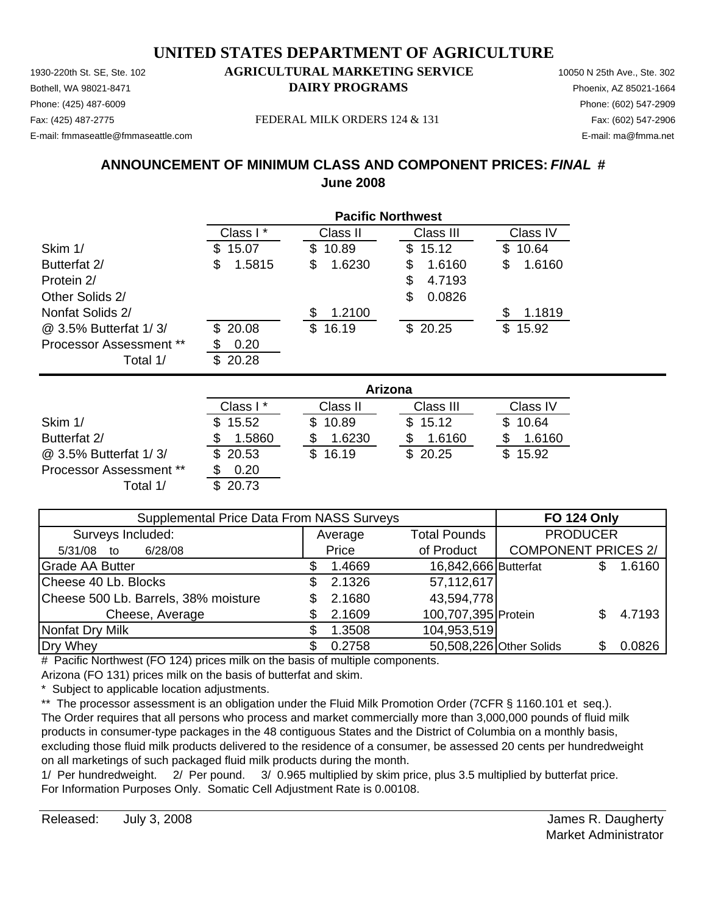# UNITED STATES DEPARTMENT OF AGRICULTURE

## AGRICULTURAL MARKETING SERVICE
## DAIRY PROGRAMS

1930-220th St. SE, Ste. 102
Bothell, WA 98021-8471
Phone: (425) 487-6009
Fax: (425) 487-2775
E-mail: fmmaseattle@fmmaseattle.com

FEDERAL MILK ORDERS 124 & 131

10050 N 25th Ave., Ste. 302
Phoenix, AZ 85021-1664
Phone: (602) 547-2909
Fax: (602) 547-2906
E-mail: ma@fmma.net

## ANNOUNCEMENT OF MINIMUM CLASS AND COMPONENT PRICES: *FINAL* #
## June 2008

| | Pacific Northwest | | | |
|---|---|---|---|---|
| | Class I * | Class II | Class III | Class IV |
| Skim 1/ | $ 15.07 | $ 10.89 | $ 15.12 | $ 10.64 |
| Butterfat 2/ | $ 1.5815 | $ 1.6230 | $ 1.6160 | $ 1.6160 |
| Protein 2/ | | | $ 4.7193 | |
| Other Solids 2/ | | | $ 0.0826 | |
| Nonfat Solids 2/ | | $ 1.2100 | | $ 1.1819 |
| @ 3.5% Butterfat 1/ 3/ | $ 20.08 | $ 16.19 | $ 20.25 | $ 15.92 |
| Processor Assessment ** | $ 0.20 | | | |
| Total 1/ | $ 20.28 | | | |

| | Arizona | | | |
|---|---|---|---|---|
| | Class I * | Class II | Class III | Class IV |
| Skim 1/ | $ 15.52 | $ 10.89 | $ 15.12 | $ 10.64 |
| Butterfat 2/ | $ 1.5860 | $ 1.6230 | $ 1.6160 | $ 1.6160 |
| @ 3.5% Butterfat 1/ 3/ | $ 20.53 | $ 16.19 | $ 20.25 | $ 15.92 |
| Processor Assessment ** | $ 0.20 | | | |
| Total 1/ | $ 20.73 | | | |

| Supplemental Price Data From NASS Surveys | | | FO 124 Only | |
|---|---|---|---|---|
| Surveys Included: | Average | Total Pounds | PRODUCER | |
| 5/31/08 to 6/28/08 | Price | of Product | COMPONENT PRICES 2/ | |
| Grade AA Butter | $ 1.4669 | 16,842,666 | Butterfat | $ 1.6160 |
| Cheese 40 Lb. Blocks | $ 2.1326 | 57,112,617 | | |
| Cheese 500 Lb. Barrels, 38% moisture | $ 2.1680 | 43,594,778 | | |
| Cheese, Average | $ 2.1609 | 100,707,395 | Protein | $ 4.7193 |
| Nonfat Dry Milk | $ 1.3508 | 104,953,519 | | |
| Dry Whey | $ 0.2758 | 50,508,226 | Other Solids | $ 0.0826 |

# Pacific Northwest (FO 124) prices milk on the basis of multiple components.
Arizona (FO 131) prices milk on the basis of butterfat and skim.

\* Subject to applicable location adjustments.

** The processor assessment is an obligation under the Fluid Milk Promotion Order (7CFR § 1160.101 et seq.). The Order requires that all persons who process and market commercially more than 3,000,000 pounds of fluid milk products in consumer-type packages in the 48 contiguous States and the District of Columbia on a monthly basis, excluding those fluid milk products delivered to the residence of a consumer, be assessed 20 cents per hundredweight on all marketings of such packaged fluid milk products during the month.

1/ Per hundredweight. 2/ Per pound. 3/ 0.965 multiplied by skim price, plus 3.5 multiplied by butterfat price.
For Information Purposes Only. Somatic Cell Adjustment Rate is 0.00108.

Released: July 3, 2008

James R. Daugherty
Market Administrator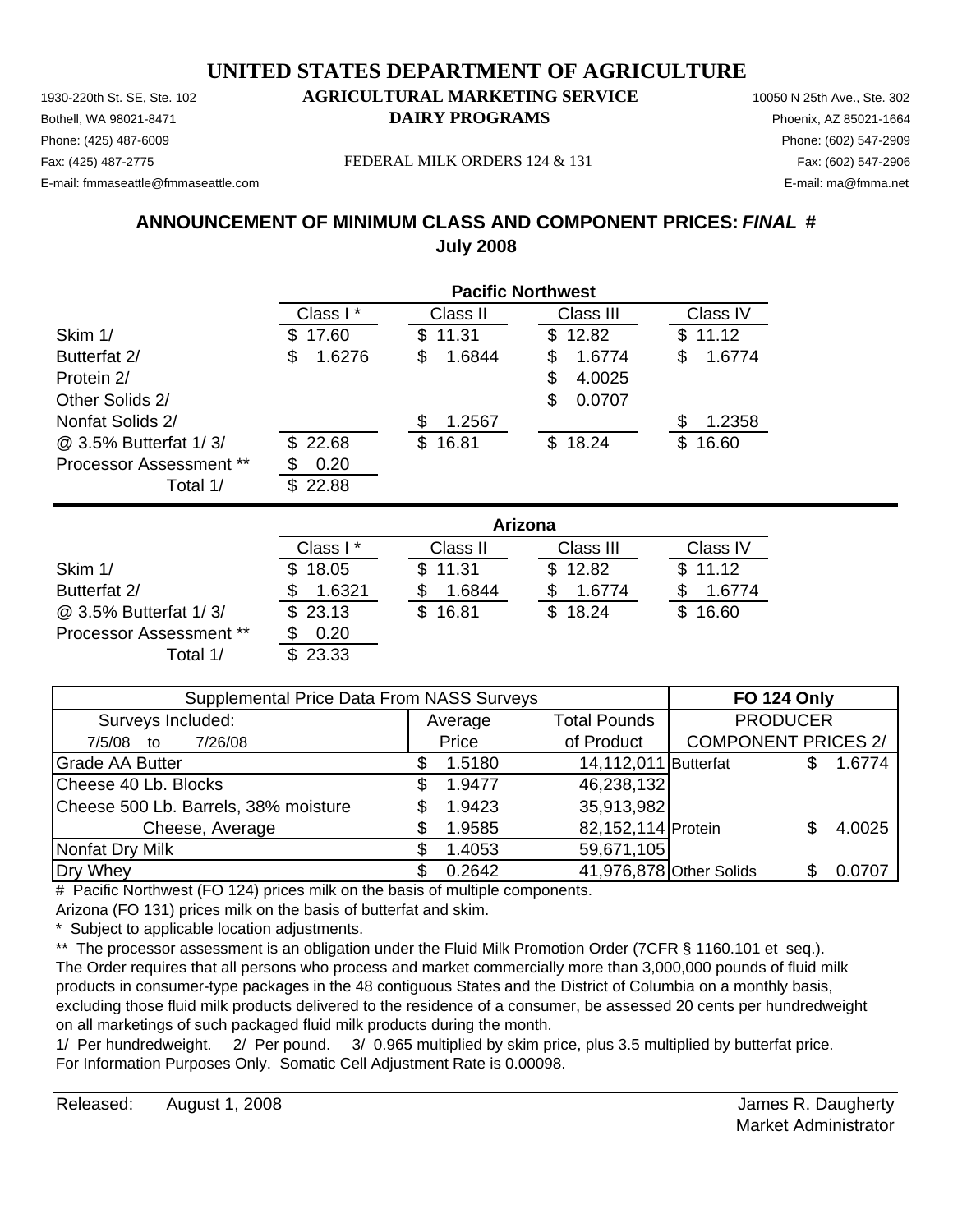# UNITED STATES DEPARTMENT OF AGRICULTURE

1930-220th St. SE, Ste. 102
Bothell, WA 98021-8471
Phone: (425) 487-6009
Fax: (425) 487-2775
E-mail: fmmaseattle@fmmaseattle.com

**AGRICULTURAL MARKETING SERVICE**
**DAIRY PROGRAMS**

FEDERAL MILK ORDERS 124 & 131

10050 N 25th Ave., Ste. 302
Phoenix, AZ 85021-1664
Phone: (602) 547-2909
Fax: (602) 547-2906
E-mail: ma@fmma.net

## ANNOUNCEMENT OF MINIMUM CLASS AND COMPONENT PRICES: *FINAL* #
## July 2008

| | Pacific Northwest | | | |
|---|---|---|---|---|
| | Class I * | Class II | Class III | Class IV |
| Skim 1/ | $ 17.60 | $ 11.31 | $ 12.82 | $ 11.12 |
| Butterfat 2/ | $ 1.6276 | $ 1.6844 | $ 1.6774 | $ 1.6774 |
| Protein 2/ | | | $ 4.0025 | |
| Other Solids 2/ | | | $ 0.0707 | |
| Nonfat Solids 2/ | | $ 1.2567 | | $ 1.2358 |
| @ 3.5% Butterfat 1/ 3/ | $ 22.68 | $ 16.81 | $ 18.24 | $ 16.60 |
| Processor Assessment ** | $ 0.20 | | | |
| Total 1/ | $ 22.88 | | | |

| | Arizona | | | |
|---|---|---|---|---|
| | Class I * | Class II | Class III | Class IV |
| Skim 1/ | $ 18.05 | $ 11.31 | $ 12.82 | $ 11.12 |
| Butterfat 2/ | $ 1.6321 | $ 1.6844 | $ 1.6774 | $ 1.6774 |
| @ 3.5% Butterfat 1/ 3/ | $ 23.13 | $ 16.81 | $ 18.24 | $ 16.60 |
| Processor Assessment ** | $ 0.20 | | | |
| Total 1/ | $ 23.33 | | | |

| Supplemental Price Data From NASS Surveys | | | **FO 124 Only** | |
|---|---|---|---|---|
| Surveys Included: | Average | Total Pounds | PRODUCER | |
| 7/5/08 to 7/26/08 | Price | of Product | COMPONENT PRICES 2/ | |
| Grade AA Butter | $ 1.5180 | 14,112,011 | Butterfat | $ 1.6774 |
| Cheese 40 Lb. Blocks | $ 1.9477 | 46,238,132 | | |
| Cheese 500 Lb. Barrels, 38% moisture | $ 1.9423 | 35,913,982 | | |
| Cheese, Average | $ 1.9585 | 82,152,114 | Protein | $ 4.0025 |
| Nonfat Dry Milk | $ 1.4053 | 59,671,105 | | |
| Dry Whey | $ 0.2642 | 41,976,878 | Other Solids | $ 0.0707 |

\# Pacific Northwest (FO 124) prices milk on the basis of multiple components.
Arizona (FO 131) prices milk on the basis of butterfat and skim.
\* Subject to applicable location adjustments.
\*\* The processor assessment is an obligation under the Fluid Milk Promotion Order (7CFR § 1160.101 et seq.). The Order requires that all persons who process and market commercially more than 3,000,000 pounds of fluid milk products in consumer-type packages in the 48 contiguous States and the District of Columbia on a monthly basis, excluding those fluid milk products delivered to the residence of a consumer, be assessed 20 cents per hundredweight on all marketings of such packaged fluid milk products during the month.
1/ Per hundredweight. 2/ Per pound. 3/ 0.965 multiplied by skim price, plus 3.5 multiplied by butterfat price.
For Information Purposes Only. Somatic Cell Adjustment Rate is 0.00098.

Released: August 1, 2008

James R. Daugherty
Market Administrator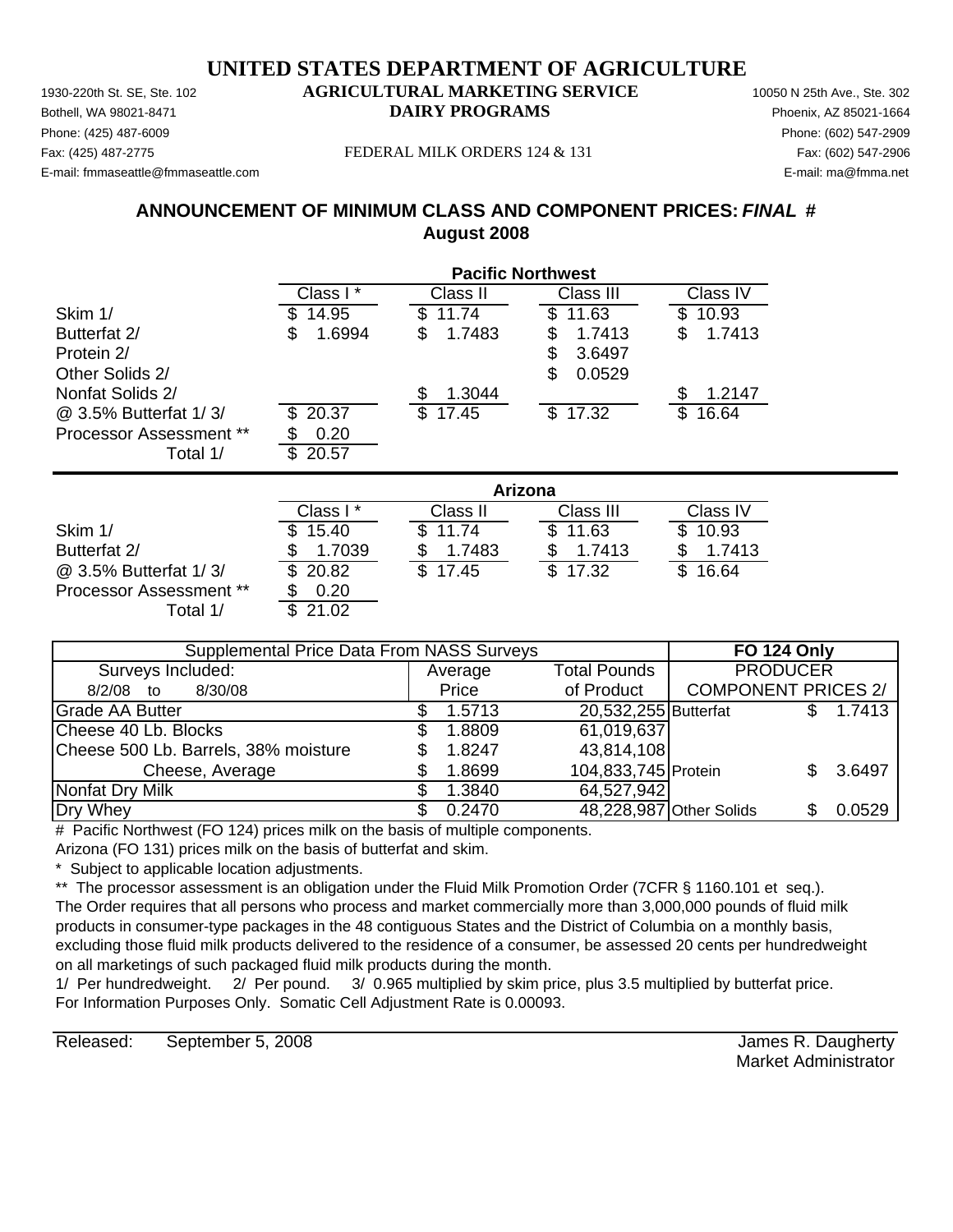# UNITED STATES DEPARTMENT OF AGRICULTURE

## AGRICULTURAL MARKETING SERVICE
## DAIRY PROGRAMS

1930-220th St. SE, Ste. 102
Bothell, WA 98021-8471
Phone: (425) 487-6009
Fax: (425) 487-2775
E-mail: fmmaseattle@fmmaseattle.com

10050 N 25th Ave., Ste. 302
Phoenix, AZ 85021-1664
Phone: (602) 547-2909
Fax: (602) 547-2906
E-mail: ma@fmma.net

FEDERAL MILK ORDERS 124 & 131

### ANNOUNCEMENT OF MINIMUM CLASS AND COMPONENT PRICES: *FINAL* #
### August 2008

| | Pacific Northwest | | | |
|---|---|---|---|---|
| | Class I * | Class II | Class III | Class IV |
| Skim 1/ | $ 14.95 | $ 11.74 | $ 11.63 | $ 10.93 |
| Butterfat 2/ | $ 1.6994 | $ 1.7483 | $ 1.7413 | $ 1.7413 |
| Protein 2/ | | | $ 3.6497 | |
| Other Solids 2/ | | | $ 0.0529 | |
| Nonfat Solids 2/ | | $ 1.3044 | | $ 1.2147 |
| @ 3.5% Butterfat 1/ 3/ | $ 20.37 | $ 17.45 | $ 17.32 | $ 16.64 |
| Processor Assessment ** | $ 0.20 | | | |
| Total 1/ | $ 20.57 | | | |

| | Arizona | | | |
|---|---|---|---|---|
| | Class I * | Class II | Class III | Class IV |
| Skim 1/ | $ 15.40 | $ 11.74 | $ 11.63 | $ 10.93 |
| Butterfat 2/ | $ 1.7039 | $ 1.7483 | $ 1.7413 | $ 1.7413 |
| @ 3.5% Butterfat 1/ 3/ | $ 20.82 | $ 17.45 | $ 17.32 | $ 16.64 |
| Processor Assessment ** | $ 0.20 | | | |
| Total 1/ | $ 21.02 | | | |

| Supplemental Price Data From NASS Surveys | | | FO 124 Only | |
|---|---|---|---|---|
| Surveys Included: | Average | Total Pounds | PRODUCER | |
| 8/2/08 to 8/30/08 | Price | of Product | COMPONENT PRICES 2/ | |
| Grade AA Butter | $ 1.5713 | 20,532,255 | Butterfat | $ 1.7413 |
| Cheese 40 Lb. Blocks | $ 1.8809 | 61,019,637 | | |
| Cheese 500 Lb. Barrels, 38% moisture | $ 1.8247 | 43,814,108 | | |
| Cheese, Average | $ 1.8699 | 104,833,745 | Protein | $ 3.6497 |
| Nonfat Dry Milk | $ 1.3840 | 64,527,942 | | |
| Dry Whey | $ 0.2470 | 48,228,987 | Other Solids | $ 0.0529 |

# Pacific Northwest (FO 124) prices milk on the basis of multiple components.
Arizona (FO 131) prices milk on the basis of butterfat and skim.
\* Subject to applicable location adjustments.
** The processor assessment is an obligation under the Fluid Milk Promotion Order (7CFR § 1160.101 et seq.). The Order requires that all persons who process and market commercially more than 3,000,000 pounds of fluid milk products in consumer-type packages in the 48 contiguous States and the District of Columbia on a monthly basis, excluding those fluid milk products delivered to the residence of a consumer, be assessed 20 cents per hundredweight on all marketings of such packaged fluid milk products during the month.
1/ Per hundredweight. 2/ Per pound. 3/ 0.965 multiplied by skim price, plus 3.5 multiplied by butterfat price.
For Information Purposes Only. Somatic Cell Adjustment Rate is 0.00093.

Released: September 5, 2008

James R. Daugherty
Market Administrator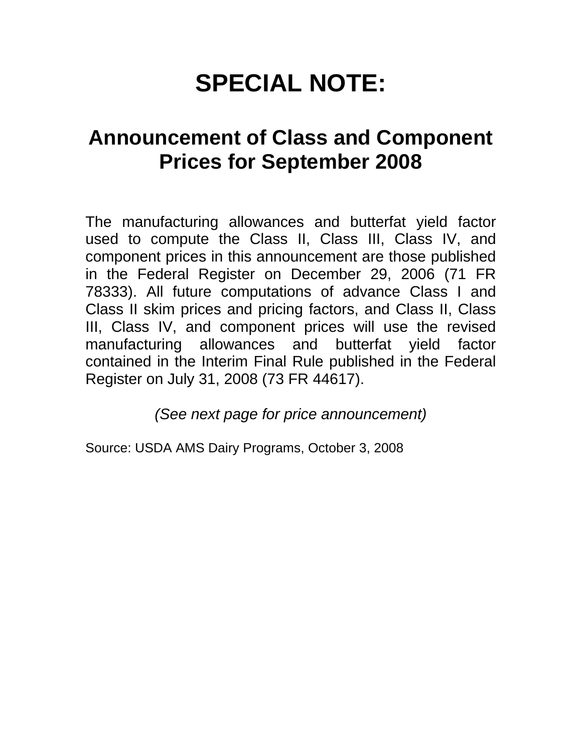# SPECIAL NOTE:

## Announcement of Class and Component Prices for September 2008

The manufacturing allowances and butterfat yield factor used to compute the Class II, Class III, Class IV, and component prices in this announcement are those published in the Federal Register on December 29, 2006 (71 FR 78333). All future computations of advance Class I and Class II skim prices and pricing factors, and Class II, Class III, Class IV, and component prices will use the revised manufacturing allowances and butterfat yield factor contained in the Interim Final Rule published in the Federal Register on July 31, 2008 (73 FR 44617).

*(See next page for price announcement)*

Source: USDA AMS Dairy Programs, October 3, 2008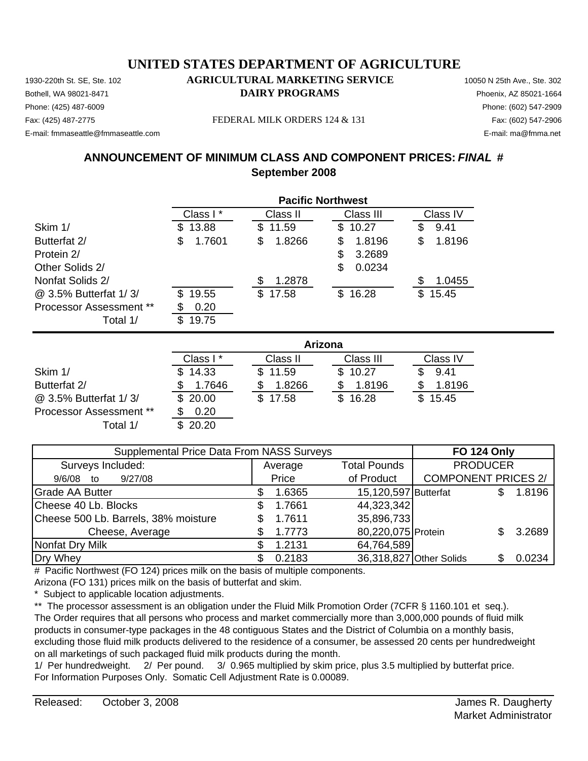# UNITED STATES DEPARTMENT OF AGRICULTURE

## AGRICULTURAL MARKETING SERVICE
## DAIRY PROGRAMS

1930-220th St. SE, Ste. 102
Bothell, WA 98021-8471
Phone: (425) 487-6009
Fax: (425) 487-2775
E-mail: fmmaseattle@fmmaseattle.com

FEDERAL MILK ORDERS 124 & 131

10050 N 25th Ave., Ste. 302
Phoenix, AZ 85021-1664
Phone: (602) 547-2909
Fax: (602) 547-2906
E-mail: ma@fmma.net

## ANNOUNCEMENT OF MINIMUM CLASS AND COMPONENT PRICES: *FINAL* #
## September 2008

| | Pacific Northwest | | | |
|---|---|---|---|---|
| | Class I * | Class II | Class III | Class IV |
| Skim 1/ | $ 13.88 | $ 11.59 | $ 10.27 | $ 9.41 |
| Butterfat 2/ | $ 1.7601 | $ 1.8266 | $ 1.8196 | $ 1.8196 |
| Protein 2/ | | | $ 3.2689 | |
| Other Solids 2/ | | | $ 0.0234 | |
| Nonfat Solids 2/ | | $ 1.2878 | | $ 1.0455 |
| @ 3.5% Butterfat 1/ 3/ | $ 19.55 | $ 17.58 | $ 16.28 | $ 15.45 |
| Processor Assessment ** | $ 0.20 | | | |
| Total 1/ | $ 19.75 | | | |

| | Arizona | | | |
|---|---|---|---|---|
| | Class I * | Class II | Class III | Class IV |
| Skim 1/ | $ 14.33 | $ 11.59 | $ 10.27 | $ 9.41 |
| Butterfat 2/ | $ 1.7646 | $ 1.8266 | $ 1.8196 | $ 1.8196 |
| @ 3.5% Butterfat 1/ 3/ | $ 20.00 | $ 17.58 | $ 16.28 | $ 15.45 |
| Processor Assessment ** | $ 0.20 | | | |
| Total 1/ | $ 20.20 | | | |

| Supplemental Price Data From NASS Surveys | | | FO 124 Only | |
|---|---|---|---|---|
| Surveys Included: | Average | Total Pounds | PRODUCER | |
| 9/6/08 to 9/27/08 | Price | of Product | COMPONENT PRICES 2/ | |
| Grade AA Butter | $ 1.6365 | 15,120,597 | Butterfat | $ 1.8196 |
| Cheese 40 Lb. Blocks | $ 1.7661 | 44,323,342 | | |
| Cheese 500 Lb. Barrels, 38% moisture | $ 1.7611 | 35,896,733 | | |
| Cheese, Average | $ 1.7773 | 80,220,075 | Protein | $ 3.2689 |
| Nonfat Dry Milk | $ 1.2131 | 64,764,589 | | |
| Dry Whey | $ 0.2183 | 36,318,827 | Other Solids | $ 0.0234 |

# Pacific Northwest (FO 124) prices milk on the basis of multiple components.
Arizona (FO 131) prices milk on the basis of butterfat and skim.
\* Subject to applicable location adjustments.
** The processor assessment is an obligation under the Fluid Milk Promotion Order (7CFR § 1160.101 et seq.). The Order requires that all persons who process and market commercially more than 3,000,000 pounds of fluid milk products in consumer-type packages delivered in the 48 contiguous States and the District of Columbia on a monthly basis, excluding those fluid milk products delivered to the residence of a consumer, be assessed 20 cents per hundredweight on all marketings of such packaged fluid milk products during the month.
1/ Per hundredweight. 2/ Per pound. 3/ 0.965 multiplied by skim price, plus 3.5 multiplied by butterfat price.
For Information Purposes Only. Somatic Cell Adjustment Rate is 0.00089.

Released: October 3, 2008

James R. Daugherty
Market Administrator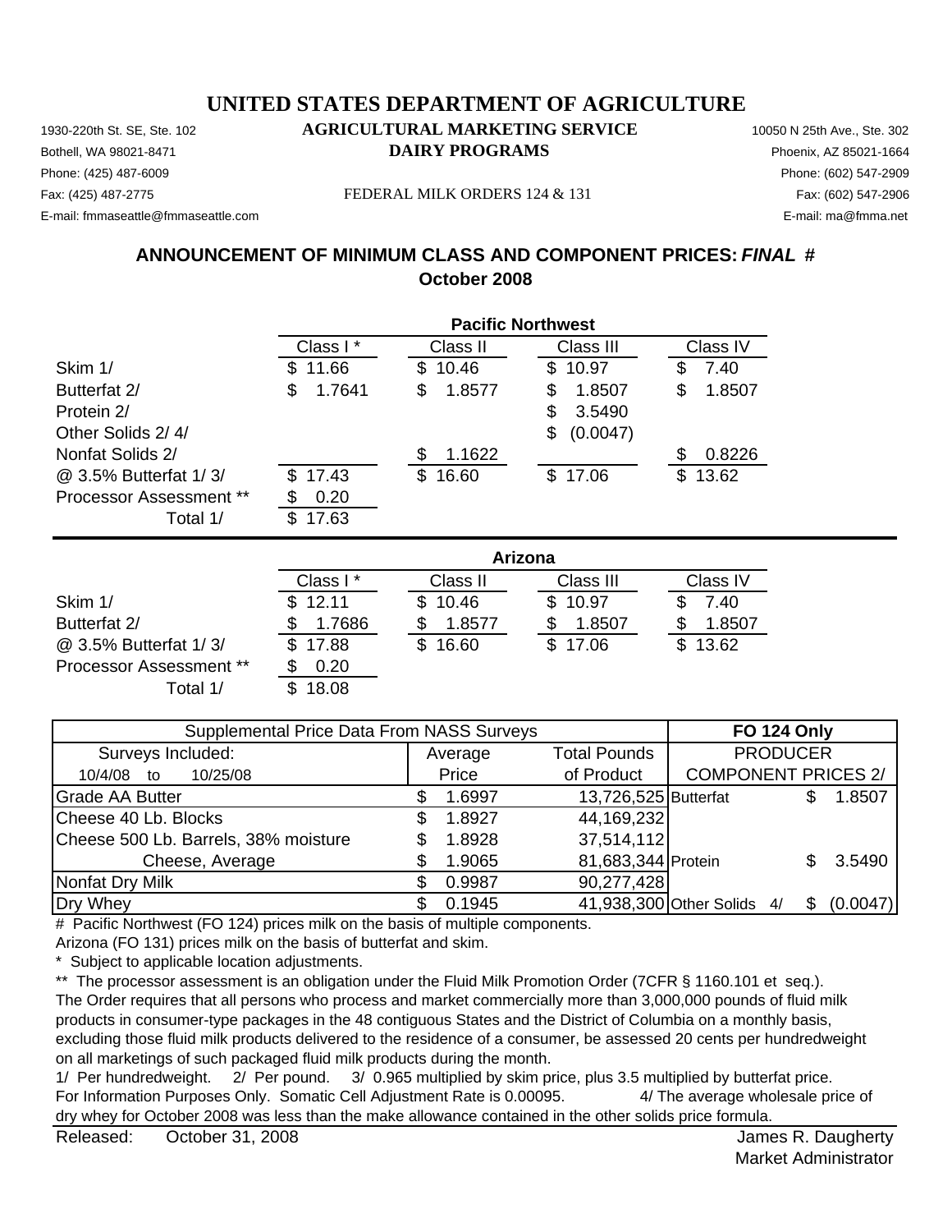# UNITED STATES DEPARTMENT OF AGRICULTURE

## AGRICULTURAL MARKETING SERVICE
## DAIRY PROGRAMS

1930-220th St. SE, Ste. 102
Bothell, WA 98021-8471
Phone: (425) 487-6009
Fax: (425) 487-2775
E-mail: fmmaseattle@fmmaseattle.com

FEDERAL MILK ORDERS 124 & 131

10050 N 25th Ave., Ste. 302
Phoenix, AZ 85021-1664
Phone: (602) 547-2909
Fax: (602) 547-2906
E-mail: ma@fmma.net

### ANNOUNCEMENT OF MINIMUM CLASS AND COMPONENT PRICES: *FINAL* #
### October 2008

**Pacific Northwest**

| | Class I * | Class II | Class III | Class IV |
|---|---|---|---|---|
| Skim 1/ | $ 11.66 | $ 10.46 | $ 10.97 | $ 7.40 |
| Butterfat 2/ | $ 1.7641 | $ 1.8577 | $ 1.8507 | $ 1.8507 |
| Protein 2/ | | | $ 3.5490 | |
| Other Solids 2/ 4/ | | | $ (0.0047) | |
| Nonfat Solids 2/ | | $ 1.1622 | | $ 0.8226 |
| @ 3.5% Butterfat 1/ 3/ | $ 17.43 | $ 16.60 | $ 17.06 | $ 13.62 |
| Processor Assessment ** | $ 0.20 | | | |
| Total 1/ | $ 17.63 | | | |

**Arizona**

| | Class I * | Class II | Class III | Class IV |
|---|---|---|---|---|
| Skim 1/ | $ 12.11 | $ 10.46 | $ 10.97 | $ 7.40 |
| Butterfat 2/ | $ 1.7686 | $ 1.8577 | $ 1.8507 | $ 1.8507 |
| @ 3.5% Butterfat 1/ 3/ | $ 17.88 | $ 16.60 | $ 17.06 | $ 13.62 |
| Processor Assessment ** | $ 0.20 | | | |
| Total 1/ | $ 18.08 | | | |

| Supplemental Price Data From NASS Surveys | | | FO 124 Only | |
|---|---|---|---|---|
| Surveys Included: 10/4/08 to 10/25/08 | Average Price | Total Pounds of Product | PRODUCER COMPONENT PRICES 2/ | |
| Grade AA Butter | $ 1.6997 | 13,726,525 | Butterfat | $ 1.8507 |
| Cheese 40 Lb. Blocks | $ 1.8927 | 44,169,232 | | |
| Cheese 500 Lb. Barrels, 38% moisture | $ 1.8928 | 37,514,112 | | |
| Cheese, Average | $ 1.9065 | 81,683,344 | Protein | $ 3.5490 |
| Nonfat Dry Milk | $ 0.9987 | 90,277,428 | | |
| Dry Whey | $ 0.1945 | 41,938,300 | Other Solids 4/ | $ (0.0047) |

# Pacific Northwest (FO 124) prices milk on the basis of multiple components.
Arizona (FO 131) prices milk on the basis of butterfat and skim.

\* Subject to applicable location adjustments.

** The processor assessment is an obligation under the Fluid Milk Promotion Order (7CFR § 1160.101 et seq.). The Order requires that all persons who process and market commercially more than 3,000,000 pounds of fluid milk products in consumer-type packages in the 48 contiguous States and the District of Columbia on a monthly basis, excluding those fluid milk products delivered to the residence of a consumer, be assessed 20 cents per hundredweight on all marketings of such packaged fluid milk products during the month.

1/ Per hundredweight. 2/ Per pound. 3/ 0.965 multiplied by skim price, plus 3.5 multiplied by butterfat price.
For Information Purposes Only. Somatic Cell Adjustment Rate is 0.00095. 4/ The average wholesale price of dry whey for October 2008 was less than the make allowance contained in the other solids price formula.

Released: October 31, 2008

James R. Daugherty
Market Administrator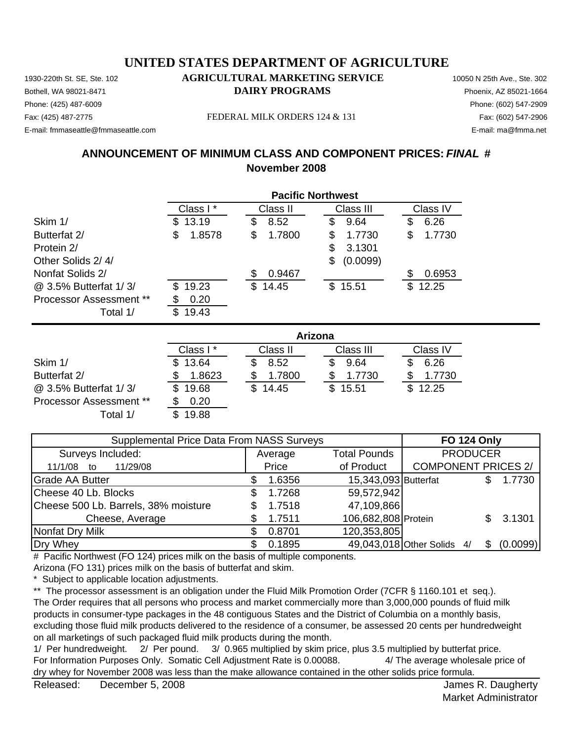# UNITED STATES DEPARTMENT OF AGRICULTURE

## AGRICULTURAL MARKETING SERVICE
## DAIRY PROGRAMS

1930-220th St. SE, Ste. 102
Bothell, WA 98021-8471
Phone: (425) 487-6009
Fax: (425) 487-2775
E-mail: fmmaseattle@fmmaseattle.com

FEDERAL MILK ORDERS 124 & 131

10050 N 25th Ave., Ste. 302
Phoenix, AZ 85021-1664
Phone: (602) 547-2909
Fax: (602) 547-2906
E-mail: ma@fmma.net

### ANNOUNCEMENT OF MINIMUM CLASS AND COMPONENT PRICES: *FINAL* #
### November 2008

**Pacific Northwest**

| | Class I * | Class II | Class III | Class IV |
|---|---|---|---|---|
| Skim 1/ | $ 13.19 | $ 8.52 | $ 9.64 | $ 6.26 |
| Butterfat 2/ | $ 1.8578 | $ 1.7800 | $ 1.7730 | $ 1.7730 |
| Protein 2/ | | | $ 3.1301 | |
| Other Solids 2/ 4/ | | | $ (0.0099) | |
| Nonfat Solids 2/ | | $ 0.9467 | | $ 0.6953 |
| @ 3.5% Butterfat 1/ 3/ | $ 19.23 | $ 14.45 | $ 15.51 | $ 12.25 |
| Processor Assessment ** | $ 0.20 | | | |
| Total 1/ | $ 19.43 | | | |

**Arizona**

| | Class I * | Class II | Class III | Class IV |
|---|---|---|---|---|
| Skim 1/ | $ 13.64 | $ 8.52 | $ 9.64 | $ 6.26 |
| Butterfat 2/ | $ 1.8623 | $ 1.7800 | $ 1.7730 | $ 1.7730 |
| @ 3.5% Butterfat 1/ 3/ | $ 19.68 | $ 14.45 | $ 15.51 | $ 12.25 |
| Processor Assessment ** | $ 0.20 | | | |
| Total 1/ | $ 19.88 | | | |

| Supplemental Price Data From NASS Surveys | | | FO 124 Only | |
|---|---|---|---|---|
| Surveys Included: 11/1/08 to 11/29/08 | Average Price | Total Pounds of Product | PRODUCER COMPONENT PRICES 2/ | |
| Grade AA Butter | $ 1.6356 | 15,343,093 | Butterfat | $ 1.7730 |
| Cheese 40 Lb. Blocks | $ 1.7268 | 59,572,942 | | |
| Cheese 500 Lb. Barrels, 38% moisture | $ 1.7518 | 47,109,866 | | |
| Cheese, Average | $ 1.7511 | 106,682,808 | Protein | $ 3.1301 |
| Nonfat Dry Milk | $ 0.8701 | 120,353,805 | | |
| Dry Whey | $ 0.1895 | 49,043,018 | Other Solids 4/ | $ (0.0099) |

# Pacific Northwest (FO 124) prices milk on the basis of multiple components.
Arizona (FO 131) prices milk on the basis of butterfat and skim.

\* Subject to applicable location adjustments.

\*\* The processor assessment is an obligation under the Fluid Milk Promotion Order (7CFR § 1160.101 et seq.). The Order requires that all persons who process and market commercially more than 3,000,000 pounds of fluid milk products in consumer-type packages in the 48 contiguous States and the District of Columbia on a monthly basis, excluding those fluid milk products delivered to the residence of a consumer, be assessed 20 cents per hundredweight on all marketings of such packaged fluid milk products during the month.

1/ Per hundredweight. 2/ Per pound. 3/ 0.965 multiplied by skim price, plus 3.5 multiplied by butterfat price.
For Information Purposes Only. Somatic Cell Adjustment Rate is 0.00088. 4/ The average wholesale price of dry whey for November 2008 was less than the make allowance contained in the other solids price formula.

Released: December 5, 2008

James R. Daugherty
Market Administrator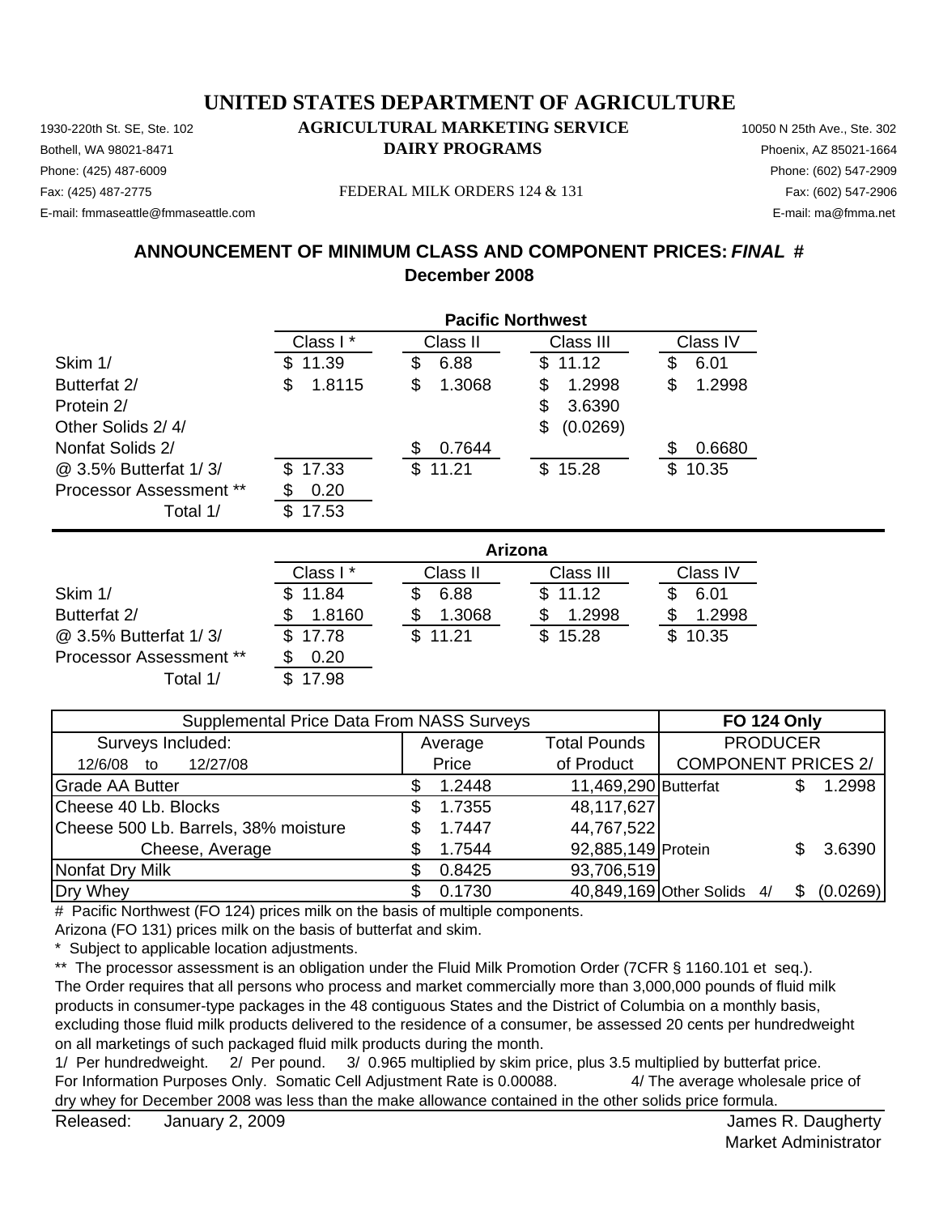# UNITED STATES DEPARTMENT OF AGRICULTURE

## AGRICULTURAL MARKETING SERVICE
## DAIRY PROGRAMS

1930-220th St. SE, Ste. 102
Bothell, WA 98021-8471
Phone: (425) 487-6009
Fax: (425) 487-2775
E-mail: fmmaseattle@fmmaseattle.com

10050 N 25th Ave., Ste. 302
Phoenix, AZ 85021-1664
Phone: (602) 547-2909
Fax: (602) 547-2906
E-mail: ma@fmma.net

FEDERAL MILK ORDERS 124 & 131

### ANNOUNCEMENT OF MINIMUM CLASS AND COMPONENT PRICES: *FINAL* #
### December 2008

| | Pacific Northwest | | | |
|---|---|---|---|---|
| | Class I * | Class II | Class III | Class IV |
| Skim 1/ | $ 11.39 | $ 6.88 | $ 11.12 | $ 6.01 |
| Butterfat 2/ | $ 1.8115 | $ 1.3068 | $ 1.2998 | $ 1.2998 |
| Protein 2/ | | | $ 3.6390 | |
| Other Solids 2/ 4/ | | | $ (0.0269) | |
| Nonfat Solids 2/ | | $ 0.7644 | | $ 0.6680 |
| @ 3.5% Butterfat 1/ 3/ | $ 17.33 | $ 11.21 | $ 15.28 | $ 10.35 |
| Processor Assessment ** | $ 0.20 | | | |
| Total 1/ | $ 17.53 | | | |

| | Arizona | | | |
|---|---|---|---|---|
| | Class I * | Class II | Class III | Class IV |
| Skim 1/ | $ 11.84 | $ 6.88 | $ 11.12 | $ 6.01 |
| Butterfat 2/ | $ 1.8160 | $ 1.3068 | $ 1.2998 | $ 1.2998 |
| @ 3.5% Butterfat 1/ 3/ | $ 17.78 | $ 11.21 | $ 15.28 | $ 10.35 |
| Processor Assessment ** | $ 0.20 | | | |
| Total 1/ | $ 17.98 | | | |

| Supplemental Price Data From NASS Surveys | | | FO 124 Only | |
|---|---|---|---|---|
| Surveys Included: 12/6/08 to 12/27/08 | Average Price | Total Pounds of Product | PRODUCER COMPONENT PRICES 2/ | |
| Grade AA Butter | $ 1.2448 | 11,469,290 | Butterfat | $ 1.2998 |
| Cheese 40 Lb. Blocks | $ 1.7355 | 48,117,627 | | |
| Cheese 500 Lb. Barrels, 38% moisture | $ 1.7447 | 44,767,522 | | |
| Cheese, Average | $ 1.7544 | 92,885,149 | Protein | $ 3.6390 |
| Nonfat Dry Milk | $ 0.8425 | 93,706,519 | | |
| Dry Whey | $ 0.1730 | 40,849,169 | Other Solids 4/ | $ (0.0269) |

\# Pacific Northwest (FO 124) prices milk on the basis of multiple components.
Arizona (FO 131) prices milk on the basis of butterfat and skim.
\* Subject to applicable location adjustments.
\*\* The processor assessment is an obligation under the Fluid Milk Promotion Order (7CFR § 1160.101 et seq.). The Order requires that all persons who process and market commercially more than 3,000,000 pounds of fluid milk products in consumer-type packages in the 48 contiguous States and the District of Columbia on a monthly basis, excluding those fluid milk products delivered to the residence of a consumer, be assessed 20 cents per hundredweight on all marketings of such packaged fluid milk products during the month.
1/ Per hundredweight. 2/ Per pound. 3/ 0.965 multiplied by skim price, plus 3.5 multiplied by butterfat price.
For Information Purposes Only. Somatic Cell Adjustment Rate is 0.00088. 4/ The average wholesale price of dry whey for December 2008 was less than the make allowance contained in the other solids price formula.

Released: January 2, 2009

James R. Daugherty
Market Administrator